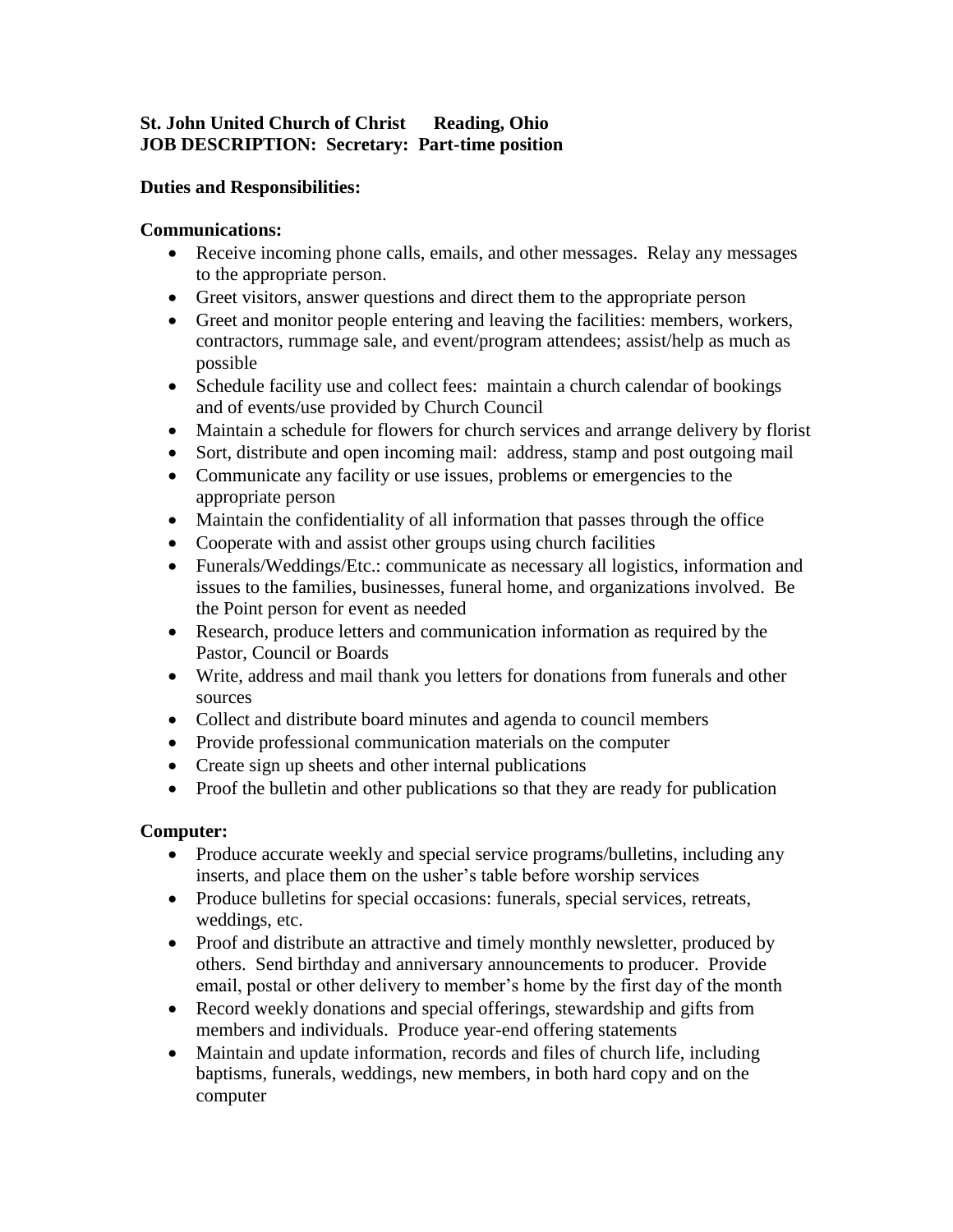**St. John United Church of Christ      Reading, Ohio**
**JOB DESCRIPTION: Secretary: Part-time position**

**Duties and Responsibilities:**

**Communications:**

- Receive incoming phone calls, emails, and other messages. Relay any messages to the appropriate person.
- Greet visitors, answer questions and direct them to the appropriate person
- Greet and monitor people entering and leaving the facilities: members, workers, contractors, rummage sale, and event/program attendees; assist/help as much as possible
- Schedule facility use and collect fees: maintain a church calendar of bookings and of events/use provided by Church Council
- Maintain a schedule for flowers for church services and arrange delivery by florist
- Sort, distribute and open incoming mail: address, stamp and post outgoing mail
- Communicate any facility or use issues, problems or emergencies to the appropriate person
- Maintain the confidentiality of all information that passes through the office
- Cooperate with and assist other groups using church facilities
- Funerals/Weddings/Etc.: communicate as necessary all logistics, information and issues to the families, businesses, funeral home, and organizations involved. Be the Point person for event as needed
- Research, produce letters and communication information as required by the Pastor, Council or Boards
- Write, address and mail thank you letters for donations from funerals and other sources
- Collect and distribute board minutes and agenda to council members
- Provide professional communication materials on the computer
- Create sign up sheets and other internal publications
- Proof the bulletin and other publications so that they are ready for publication

**Computer:**

- Produce accurate weekly and special service programs/bulletins, including any inserts, and place them on the usher's table before worship services
- Produce bulletins for special occasions: funerals, special services, retreats, weddings, etc.
- Proof and distribute an attractive and timely monthly newsletter, produced by others. Send birthday and anniversary announcements to producer. Provide email, postal or other delivery to member's home by the first day of the month
- Record weekly donations and special offerings, stewardship and gifts from members and individuals. Produce year-end offering statements
- Maintain and update information, records and files of church life, including baptisms, funerals, weddings, new members, in both hard copy and on the computer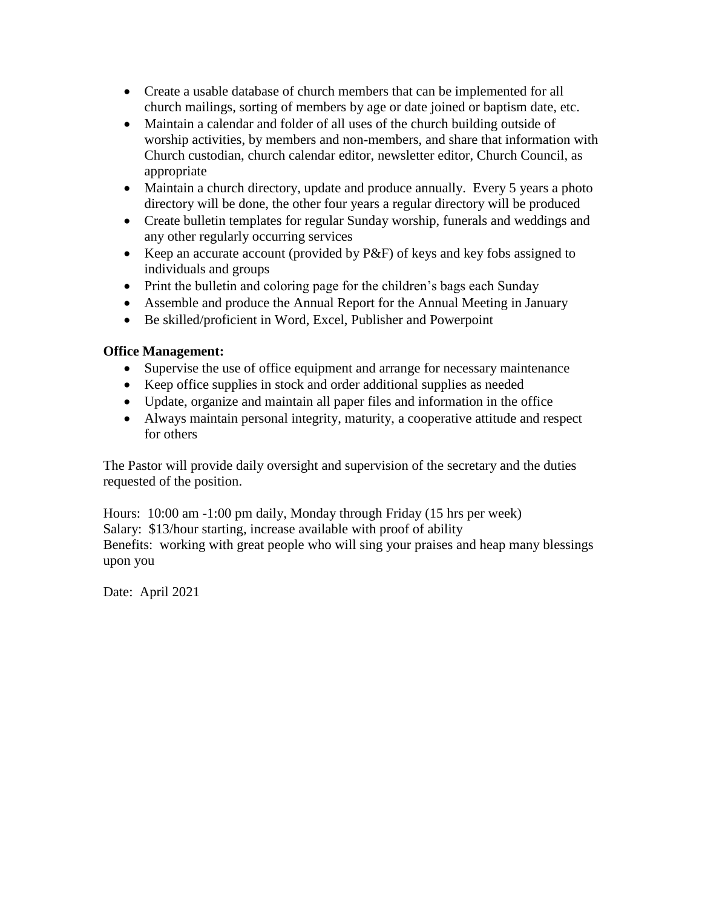- Create a usable database of church members that can be implemented for all church mailings, sorting of members by age or date joined or baptism date, etc.
- Maintain a calendar and folder of all uses of the church building outside of worship activities, by members and non-members, and share that information with Church custodian, church calendar editor, newsletter editor, Church Council, as appropriate
- Maintain a church directory, update and produce annually. Every 5 years a photo directory will be done, the other four years a regular directory will be produced
- Create bulletin templates for regular Sunday worship, funerals and weddings and any other regularly occurring services
- Keep an accurate account (provided by P&F) of keys and key fobs assigned to individuals and groups
- Print the bulletin and coloring page for the children's bags each Sunday
- Assemble and produce the Annual Report for the Annual Meeting in January
- Be skilled/proficient in Word, Excel, Publisher and Powerpoint

**Office Management:**

- Supervise the use of office equipment and arrange for necessary maintenance
- Keep office supplies in stock and order additional supplies as needed
- Update, organize and maintain all paper files and information in the office
- Always maintain personal integrity, maturity, a cooperative attitude and respect for others

The Pastor will provide daily oversight and supervision of the secretary and the duties requested of the position.

Hours: 10:00 am -1:00 pm daily, Monday through Friday (15 hrs per week)
Salary: $13/hour starting, increase available with proof of ability
Benefits: working with great people who will sing your praises and heap many blessings upon you

Date: April 2021